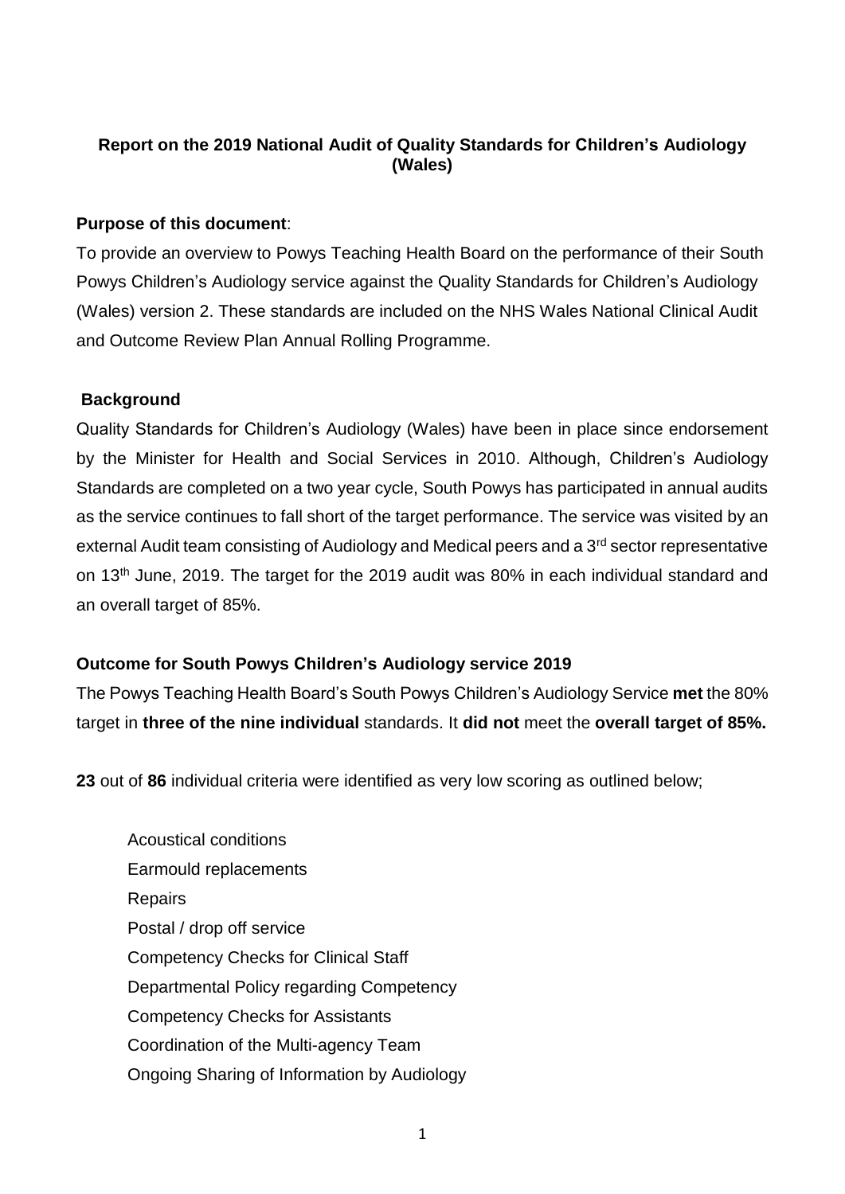**Report on the 2019 National Audit of Quality Standards for Children's Audiology (Wales)**

**Purpose of this document**:

To provide an overview to Powys Teaching Health Board on the performance of their South Powys Children's Audiology service against the Quality Standards for Children's Audiology (Wales) version 2. These standards are included on the NHS Wales National Clinical Audit and Outcome Review Plan Annual Rolling Programme.

**Background**

Quality Standards for Children's Audiology (Wales) have been in place since endorsement by the Minister for Health and Social Services in 2010. Although, Children's Audiology Standards are completed on a two year cycle, South Powys has participated in annual audits as the service continues to fall short of the target performance. The service was visited by an external Audit team consisting of Audiology and Medical peers and a 3rd sector representative on 13th June, 2019. The target for the 2019 audit was 80% in each individual standard and an overall target of 85%.

**Outcome for South Powys Children's Audiology service 2019**

The Powys Teaching Health Board's South Powys Children's Audiology Service **met** the 80% target in **three of the nine individual** standards. It **did not** meet the **overall target of 85%.**

**23** out of **86** individual criteria were identified as very low scoring as outlined below;

- Acoustical conditions
- Earmould replacements
- Repairs
- Postal / drop off service
- Competency Checks for Clinical Staff
- Departmental Policy regarding Competency
- Competency Checks for Assistants
- Coordination of the Multi-agency Team
- Ongoing Sharing of Information by Audiology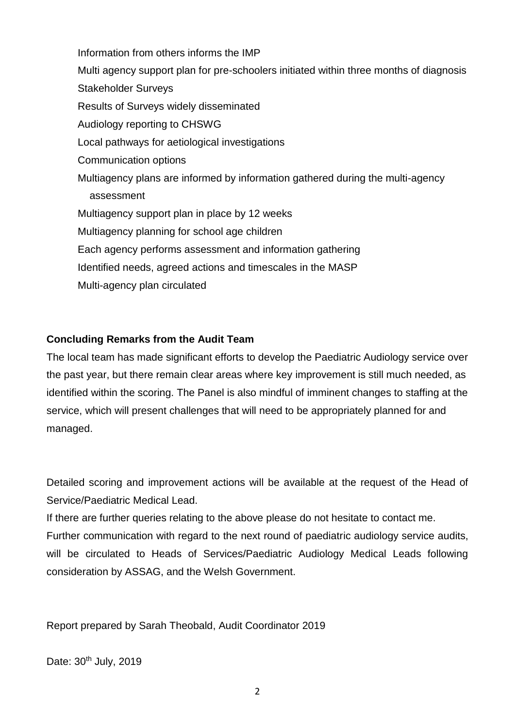Information from others informs the IMP

Multi agency support plan for pre-schoolers initiated within three months of diagnosis

Stakeholder Surveys

Results of Surveys widely disseminated

Audiology reporting to CHSWG

Local pathways for aetiological investigations

Communication options

Multiagency plans are informed by information gathered during the multi-agency assessment

Multiagency support plan in place by 12 weeks

Multiagency planning for school age children

Each agency performs assessment and information gathering

Identified needs, agreed actions and timescales in the MASP

Multi-agency plan circulated

**Concluding Remarks from the Audit Team**

The local team has made significant efforts to develop the Paediatric Audiology service over the past year, but there remain clear areas where key improvement is still much needed, as identified within the scoring. The Panel is also mindful of imminent changes to staffing at the service, which will present challenges that will need to be appropriately planned for and managed.

Detailed scoring and improvement actions will be available at the request of the Head of Service/Paediatric Medical Lead.

If there are further queries relating to the above please do not hesitate to contact me.

Further communication with regard to the next round of paediatric audiology service audits, will be circulated to Heads of Services/Paediatric Audiology Medical Leads following consideration by ASSAG, and the Welsh Government.

Report prepared by Sarah Theobald, Audit Coordinator 2019

Date: 30th July, 2019